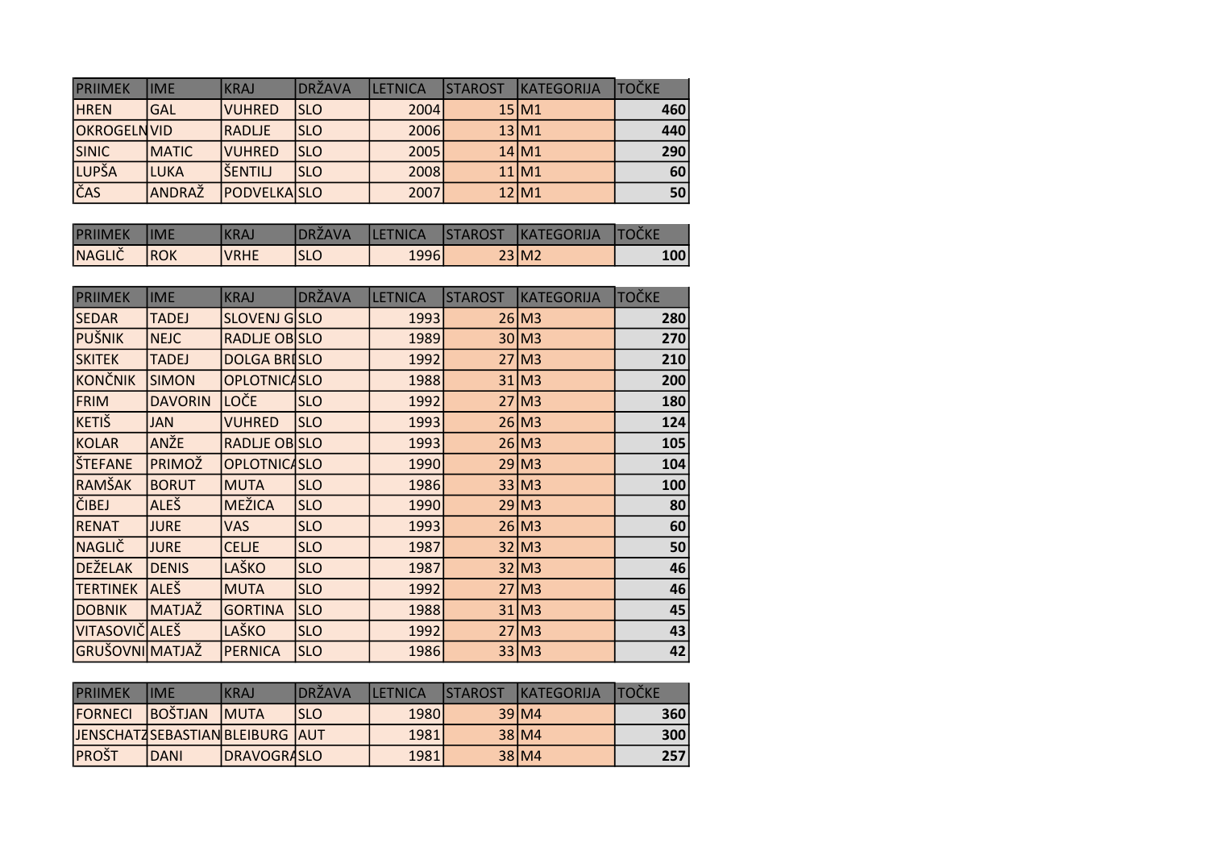| PRIIMEK | IME | KRAJ | DRŽAVA | LETNICA | STAROST | KATEGORIJA | TOČKE |
|---|---|---|---|---|---|---|---|
| HREN | GAL | VUHRED | SLO | 2004 | 15 | M1 | 460 |
| OKROGELN | VID | RADLJE | SLO | 2006 | 13 | M1 | 440 |
| SINIC | MATIC | VUHRED | SLO | 2005 | 14 | M1 | 290 |
| LUPŠA | LUKA | ŠENTILJ | SLO | 2008 | 11 | M1 | 60 |
| ČAS | ANDRAŽ | PODVELKA | SLO | 2007 | 12 | M1 | 50 |

| PRIIMEK | IME | KRAJ | DRŽAVA | LETNICA | STAROST | KATEGORIJA | TOČKE |
|---|---|---|---|---|---|---|---|
| NAGLIČ | ROK | VRHE | SLO | 1996 | 23 | M2 | 100 |

| PRIIMEK | IME | KRAJ | DRŽAVA | LETNICA | STAROST | KATEGORIJA | TOČKE |
|---|---|---|---|---|---|---|---|
| SEDAR | TADEJ | SLOVENJ G | SLO | 1993 | 26 | M3 | 280 |
| PUŠNIK | NEJC | RADLJE OB | SLO | 1989 | 30 | M3 | 270 |
| SKITEK | TADEJ | DOLGA BR | SLO | 1992 | 27 | M3 | 210 |
| KONČNIK | SIMON | OPLOTNICA | SLO | 1988 | 31 | M3 | 200 |
| FRIM | DAVORIN | LOČE | SLO | 1992 | 27 | M3 | 180 |
| KETIŠ | JAN | VUHRED | SLO | 1993 | 26 | M3 | 124 |
| KOLAR | ANŽE | RADLJE OB | SLO | 1993 | 26 | M3 | 105 |
| ŠTEFANE | PRIMOŽ | OPLOTNICA | SLO | 1990 | 29 | M3 | 104 |
| RAMŠAK | BORUT | MUTA | SLO | 1986 | 33 | M3 | 100 |
| ČIBEJ | ALEŠ | MEŽICA | SLO | 1990 | 29 | M3 | 80 |
| RENAT | JURE | VAS | SLO | 1993 | 26 | M3 | 60 |
| NAGLIČ | JURE | CELJE | SLO | 1987 | 32 | M3 | 50 |
| DEŽELAK | DENIS | LAŠKO | SLO | 1987 | 32 | M3 | 46 |
| TERTINEK | ALEŠ | MUTA | SLO | 1992 | 27 | M3 | 46 |
| DOBNIK | MATJAŽ | GORTINA | SLO | 1988 | 31 | M3 | 45 |
| VITASOVIČ | ALEŠ | LAŠKO | SLO | 1992 | 27 | M3 | 43 |
| GRUŠOVNI | MATJAŽ | PERNICA | SLO | 1986 | 33 | M3 | 42 |

| PRIIMEK | IME | KRAJ | DRŽAVA | LETNICA | STAROST | KATEGORIJA | TOČKE |
|---|---|---|---|---|---|---|---|
| FORNECI | BOŠTJAN | MUTA | SLO | 1980 | 39 | M4 | 360 |
| JENSCHATZ | SEBASTIAN | BLEIBURG | AUT | 1981 | 38 | M4 | 300 |
| PROŠT | DANI | DRAVOGRA | SLO | 1981 | 38 | M4 | 257 |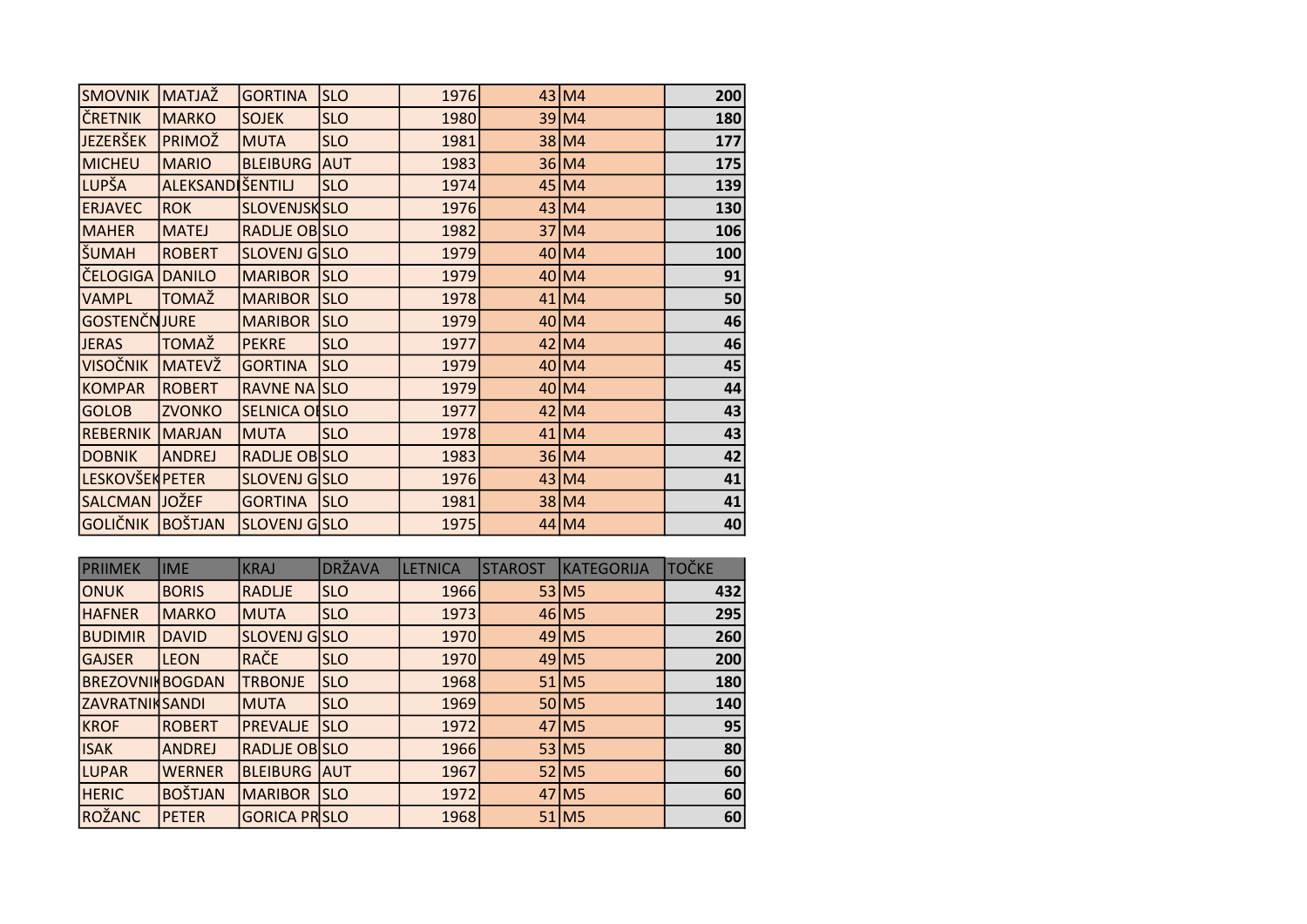| | | | | | | | |
|---|---|---|---|---|---|---|---|
| SMOVNIK | MATJAŽ | GORTINA | SLO | 1976 | 43 | M4 | **200** |
| ČRETNIK | MARKO | SOJEK | SLO | 1980 | 39 | M4 | **180** |
| JEZERŠEK | PRIMOŽ | MUTA | SLO | 1981 | 38 | M4 | **177** |
| MICHEU | MARIO | BLEIBURG | AUT | 1983 | 36 | M4 | **175** |
| LUPŠA | ALEKSANDI | ŠENTILJ | SLO | 1974 | 45 | M4 | **139** |
| ERJAVEC | ROK | SLOVENJSK | SLO | 1976 | 43 | M4 | **130** |
| MAHER | MATEJ | RADLJE OB | SLO | 1982 | 37 | M4 | **106** |
| ŠUMAH | ROBERT | SLOVENJ G | SLO | 1979 | 40 | M4 | **100** |
| ČELOGIGA | DANILO | MARIBOR | SLO | 1979 | 40 | M4 | **91** |
| VAMPL | TOMAŽ | MARIBOR | SLO | 1978 | 41 | M4 | **50** |
| GOSTENČN | JURE | MARIBOR | SLO | 1979 | 40 | M4 | **46** |
| JERAS | TOMAŽ | PEKRE | SLO | 1977 | 42 | M4 | **46** |
| VISOČNIK | MATEVŽ | GORTINA | SLO | 1979 | 40 | M4 | **45** |
| KOMPAR | ROBERT | RAVNE NA | SLO | 1979 | 40 | M4 | **44** |
| GOLOB | ZVONKO | SELNICA OI | SLO | 1977 | 42 | M4 | **43** |
| REBERNIK | MARJAN | MUTA | SLO | 1978 | 41 | M4 | **43** |
| DOBNIK | ANDREJ | RADLJE OB | SLO | 1983 | 36 | M4 | **42** |
| LESKOVŠEK | PETER | SLOVENJ G | SLO | 1976 | 43 | M4 | **41** |
| SALCMAN | JOŽEF | GORTINA | SLO | 1981 | 38 | M4 | **41** |
| GOLIČNIK | BOŠTJAN | SLOVENJ G | SLO | 1975 | 44 | M4 | **40** |

| PRIIMEK | IME | KRAJ | DRŽAVA | LETNICA | STAROST | KATEGORIJA | TOČKE |
|---|---|---|---|---|---|---|---|
| ONUK | BORIS | RADLJE | SLO | 1966 | 53 | M5 | **432** |
| HAFNER | MARKO | MUTA | SLO | 1973 | 46 | M5 | **295** |
| BUDIMIR | DAVID | SLOVENJ G | SLO | 1970 | 49 | M5 | **260** |
| GAJSER | LEON | RAČE | SLO | 1970 | 49 | M5 | **200** |
| BREZOVNIK | BOGDAN | TRBONJE | SLO | 1968 | 51 | M5 | **180** |
| ZAVRATNIK | SANDI | MUTA | SLO | 1969 | 50 | M5 | **140** |
| KROF | ROBERT | PREVALJE | SLO | 1972 | 47 | M5 | **95** |
| ISAK | ANDREJ | RADLJE OB | SLO | 1966 | 53 | M5 | **80** |
| LUPAR | WERNER | BLEIBURG | AUT | 1967 | 52 | M5 | **60** |
| HERIC | BOŠTJAN | MARIBOR | SLO | 1972 | 47 | M5 | **60** |
| ROŽANC | PETER | GORICA PR | SLO | 1968 | 51 | M5 | **60** |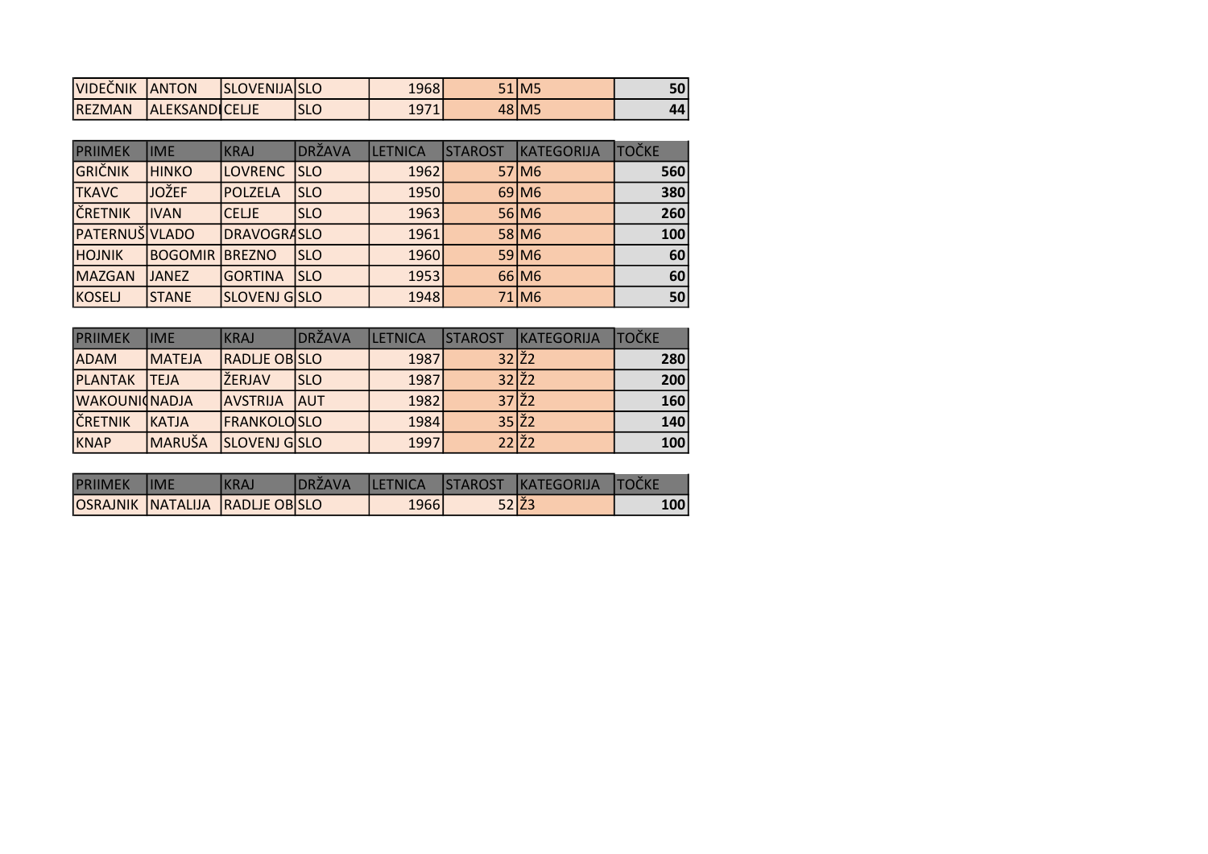| | | | | | | | |
|---|---|---|---|---|---|---|---|
| VIDEČNIK | ANTON | SLOVENIJA | SLO | 1968 | 51 | M5 | 50 |
| REZMAN | ALEKSANDI | CELJE | SLO | 1971 | 48 | M5 | 44 |

| PRIIMEK | IME | KRAJ | DRŽAVA | LETNICA | STAROST | KATEGORIJA | TOČKE |
|---|---|---|---|---|---|---|---|
| GRIČNIK | HINKO | LOVRENC | SLO | 1962 | 57 | M6 | 560 |
| TKAVC | JOŽEF | POLZELA | SLO | 1950 | 69 | M6 | 380 |
| ČRETNIK | IVAN | CELJE | SLO | 1963 | 56 | M6 | 260 |
| PATERNUŠ | VLADO | DRAVOGRA | SLO | 1961 | 58 | M6 | 100 |
| HOJNIK | BOGOMIR | BREZNO | SLO | 1960 | 59 | M6 | 60 |
| MAZGAN | JANEZ | GORTINA | SLO | 1953 | 66 | M6 | 60 |
| KOSELJ | STANE | SLOVENJ G | SLO | 1948 | 71 | M6 | 50 |

| PRIIMEK | IME | KRAJ | DRŽAVA | LETNICA | STAROST | KATEGORIJA | TOČKE |
|---|---|---|---|---|---|---|---|
| ADAM | MATEJA | RADLJE OB | SLO | 1987 | 32 | Ž2 | 280 |
| PLANTAK | TEJA | ŽERJAV | SLO | 1987 | 32 | Ž2 | 200 |
| WAKOUNI( | NADJA | AVSTRIJA | AUT | 1982 | 37 | Ž2 | 160 |
| ČRETNIK | KATJA | FRANKOLO | SLO | 1984 | 35 | Ž2 | 140 |
| KNAP | MARUŠA | SLOVENJ G | SLO | 1997 | 22 | Ž2 | 100 |

| PRIIMEK | IME | KRAJ | DRŽAVA | LETNICA | STAROST | KATEGORIJA | TOČKE |
|---|---|---|---|---|---|---|---|
| OSRAJNIK | NATALIJA | RADLJE OB | SLO | 1966 | 52 | Ž3 | 100 |